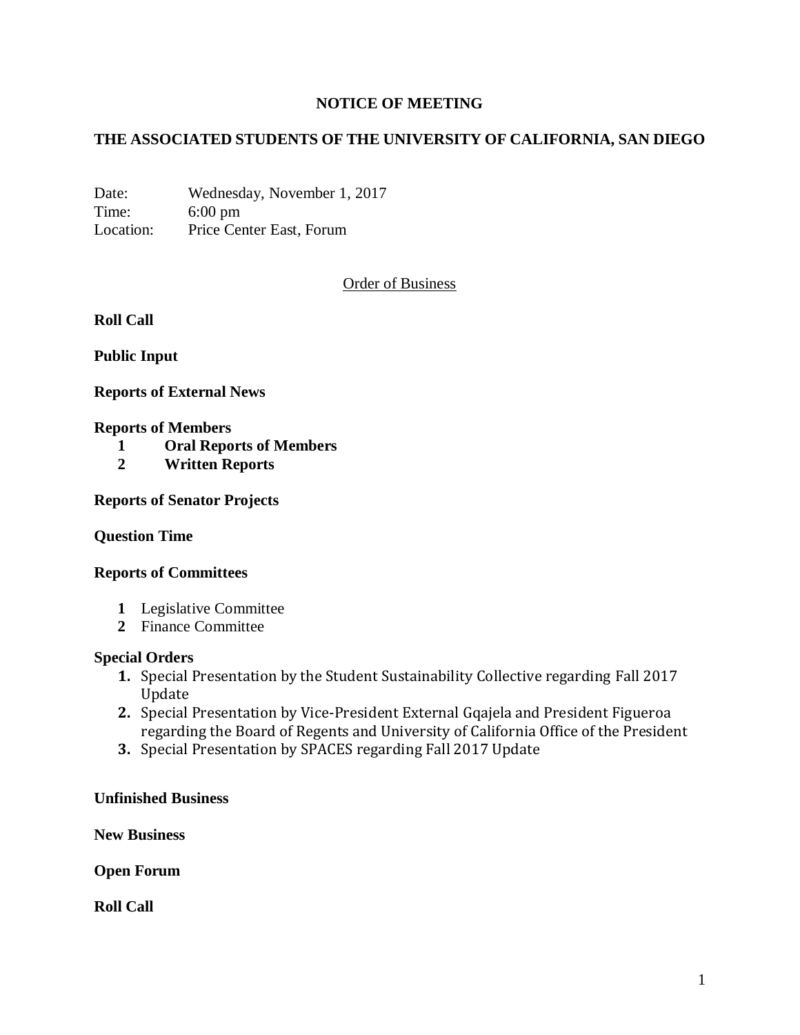# NOTICE OF MEETING

## THE ASSOCIATED STUDENTS OF THE UNIVERSITY OF CALIFORNIA, SAN DIEGO

Date: Wednesday, November 1, 2017
Time: 6:00 pm
Location: Price Center East, Forum

Order of Business

**Roll Call**

**Public Input**

**Reports of External News**

**Reports of Members**

1. **Oral Reports of Members**
2. **Written Reports**

**Reports of Senator Projects**

**Question Time**

**Reports of Committees**

1. Legislative Committee
2. Finance Committee

**Special Orders**

1. Special Presentation by the Student Sustainability Collective regarding Fall 2017 Update
2. Special Presentation by Vice-President External Gqajela and President Figueroa regarding the Board of Regents and University of California Office of the President
3. Special Presentation by SPACES regarding Fall 2017 Update

**Unfinished Business**

**New Business**

**Open Forum**

**Roll Call**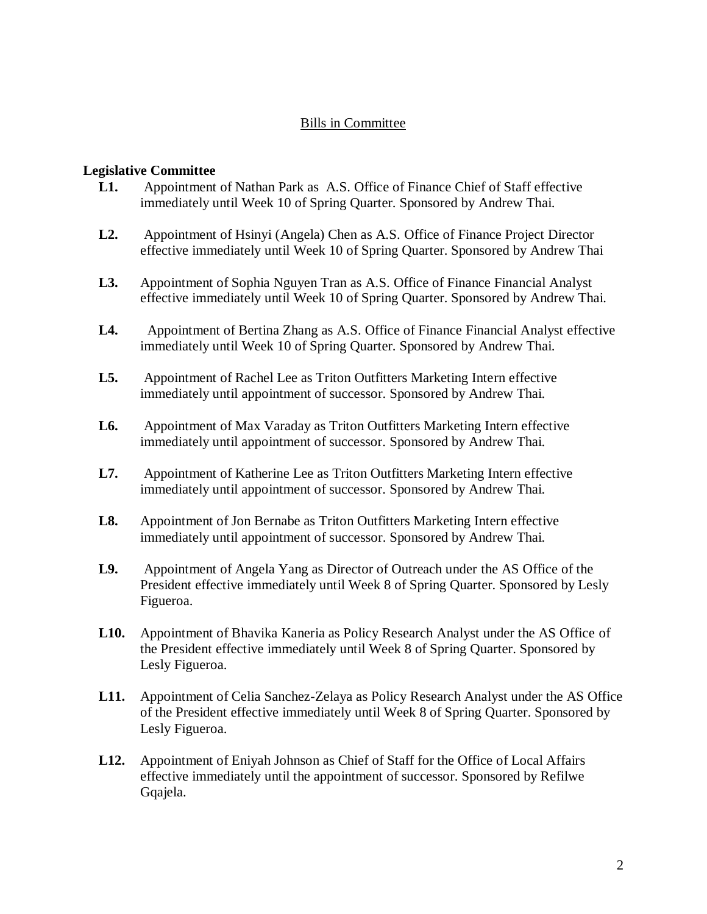## Bills in Committee

### Legislative Committee

- **L1.** Appointment of Nathan Park as A.S. Office of Finance Chief of Staff effective immediately until Week 10 of Spring Quarter. Sponsored by Andrew Thai.
- **L2.** Appointment of Hsinyi (Angela) Chen as A.S. Office of Finance Project Director effective immediately until Week 10 of Spring Quarter. Sponsored by Andrew Thai
- **L3.** Appointment of Sophia Nguyen Tran as A.S. Office of Finance Financial Analyst effective immediately until Week 10 of Spring Quarter. Sponsored by Andrew Thai.
- **L4.** Appointment of Bertina Zhang as A.S. Office of Finance Financial Analyst effective immediately until Week 10 of Spring Quarter. Sponsored by Andrew Thai.
- **L5.** Appointment of Rachel Lee as Triton Outfitters Marketing Intern effective immediately until appointment of successor. Sponsored by Andrew Thai.
- **L6.** Appointment of Max Varaday as Triton Outfitters Marketing Intern effective immediately until appointment of successor. Sponsored by Andrew Thai.
- **L7.** Appointment of Katherine Lee as Triton Outfitters Marketing Intern effective immediately until appointment of successor. Sponsored by Andrew Thai.
- **L8.** Appointment of Jon Bernabe as Triton Outfitters Marketing Intern effective immediately until appointment of successor. Sponsored by Andrew Thai.
- **L9.** Appointment of Angela Yang as Director of Outreach under the AS Office of the President effective immediately until Week 8 of Spring Quarter. Sponsored by Lesly Figueroa.
- **L10.** Appointment of Bhavika Kaneria as Policy Research Analyst under the AS Office of the President effective immediately until Week 8 of Spring Quarter. Sponsored by Lesly Figueroa.
- **L11.** Appointment of Celia Sanchez-Zelaya as Policy Research Analyst under the AS Office of the President effective immediately until Week 8 of Spring Quarter. Sponsored by Lesly Figueroa.
- **L12.** Appointment of Eniyah Johnson as Chief of Staff for the Office of Local Affairs effective immediately until the appointment of successor. Sponsored by Refilwe Gqajela.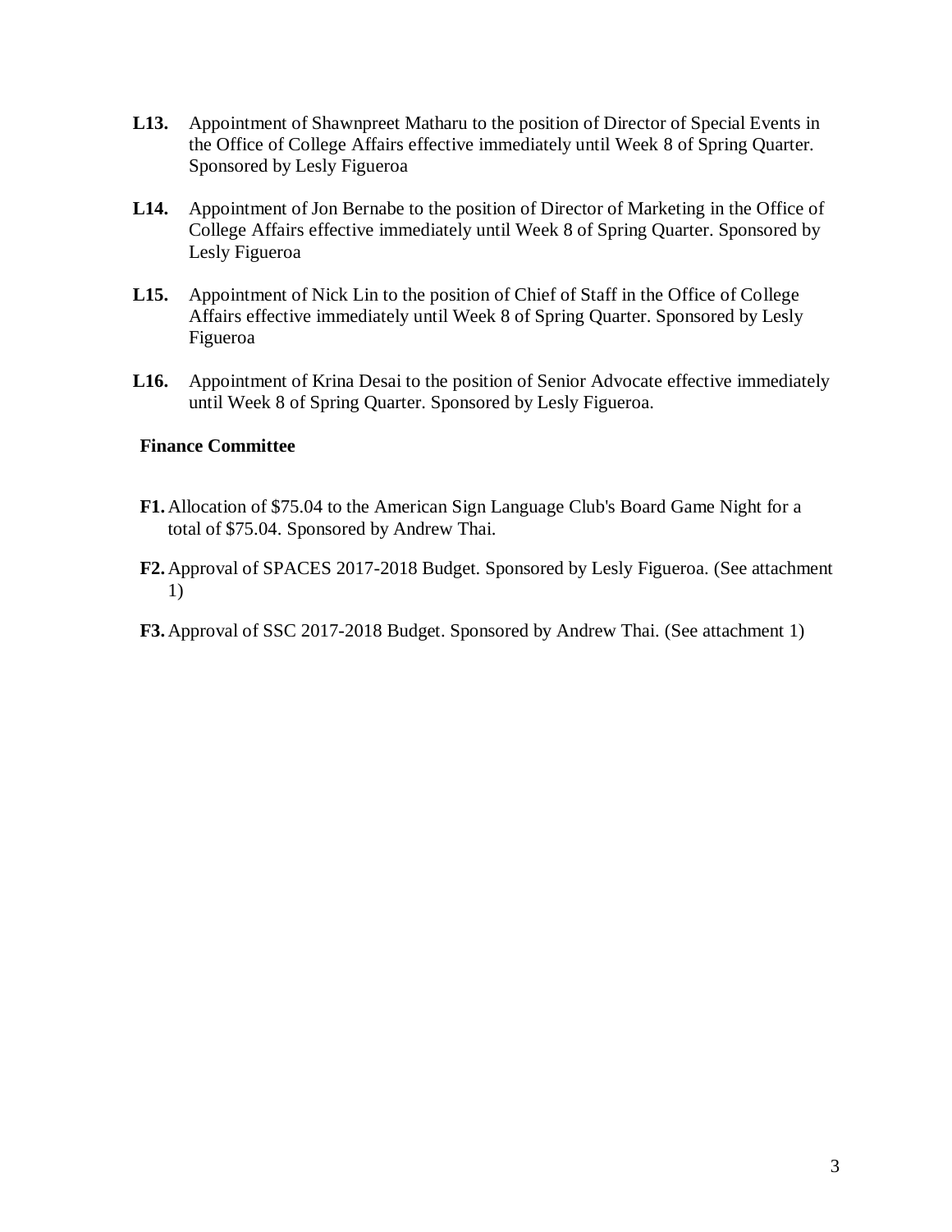**L13.** Appointment of Shawnpreet Matharu to the position of Director of Special Events in the Office of College Affairs effective immediately until Week 8 of Spring Quarter. Sponsored by Lesly Figueroa

**L14.** Appointment of Jon Bernabe to the position of Director of Marketing in the Office of College Affairs effective immediately until Week 8 of Spring Quarter. Sponsored by Lesly Figueroa

**L15.** Appointment of Nick Lin to the position of Chief of Staff in the Office of College Affairs effective immediately until Week 8 of Spring Quarter. Sponsored by Lesly Figueroa

**L16.** Appointment of Krina Desai to the position of Senior Advocate effective immediately until Week 8 of Spring Quarter. Sponsored by Lesly Figueroa.

**Finance Committee**

**F1.** Allocation of $75.04 to the American Sign Language Club's Board Game Night for a total of $75.04. Sponsored by Andrew Thai.

**F2.** Approval of SPACES 2017-2018 Budget. Sponsored by Lesly Figueroa. (See attachment 1)

**F3.** Approval of SSC 2017-2018 Budget. Sponsored by Andrew Thai. (See attachment 1)